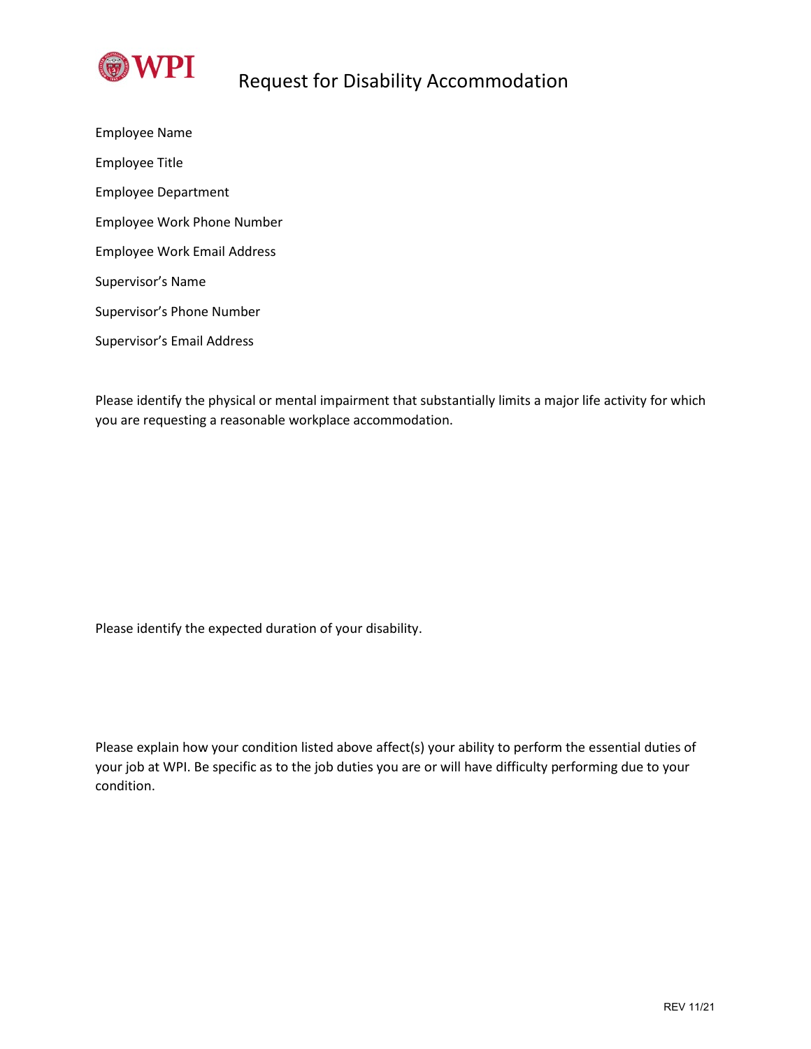# Request for Disability Accommodation

Employee Name

Employee Title

Employee Department

Employee Work Phone Number

Employee Work Email Address

Supervisor's Name

Supervisor's Phone Number

Supervisor's Email Address

Please identify the physical or mental impairment that substantially limits a major life activity for which you are requesting a reasonable workplace accommodation.

Please identify the expected duration of your disability.

Please explain how your condition listed above affect(s) your ability to perform the essential duties of your job at WPI. Be specific as to the job duties you are or will have difficulty performing due to your condition.

REV 11/21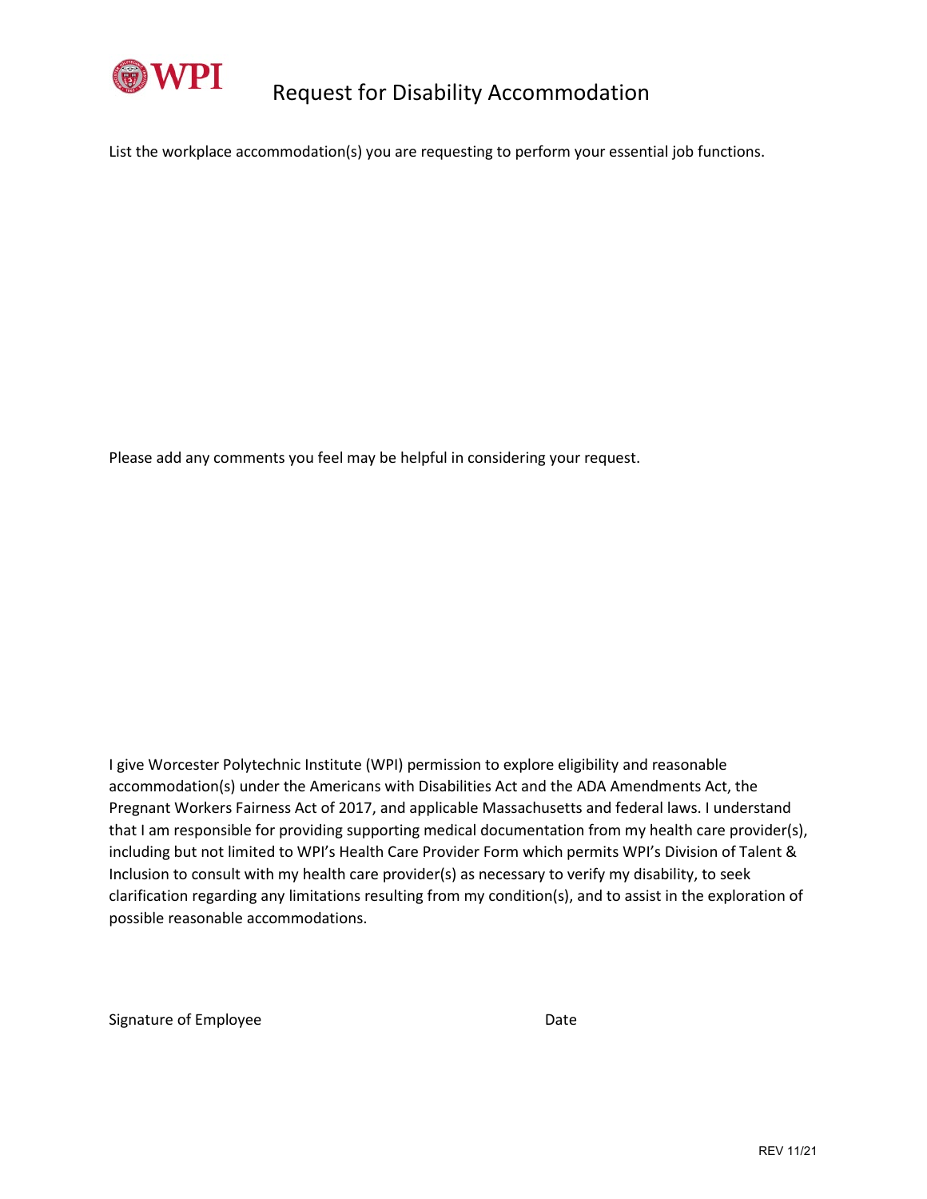# Request for Disability Accommodation

List the workplace accommodation(s) you are requesting to perform your essential job functions.

Please add any comments you feel may be helpful in considering your request.

I give Worcester Polytechnic Institute (WPI) permission to explore eligibility and reasonable accommodation(s) under the Americans with Disabilities Act and the ADA Amendments Act, the Pregnant Workers Fairness Act of 2017, and applicable Massachusetts and federal laws. I understand that I am responsible for providing supporting medical documentation from my health care provider(s), including but not limited to WPI's Health Care Provider Form which permits WPI's Division of Talent & Inclusion to consult with my health care provider(s) as necessary to verify my disability, to seek clarification regarding any limitations resulting from my condition(s), and to assist in the exploration of possible reasonable accommodations.

Signature of Employee Date

REV 11/21